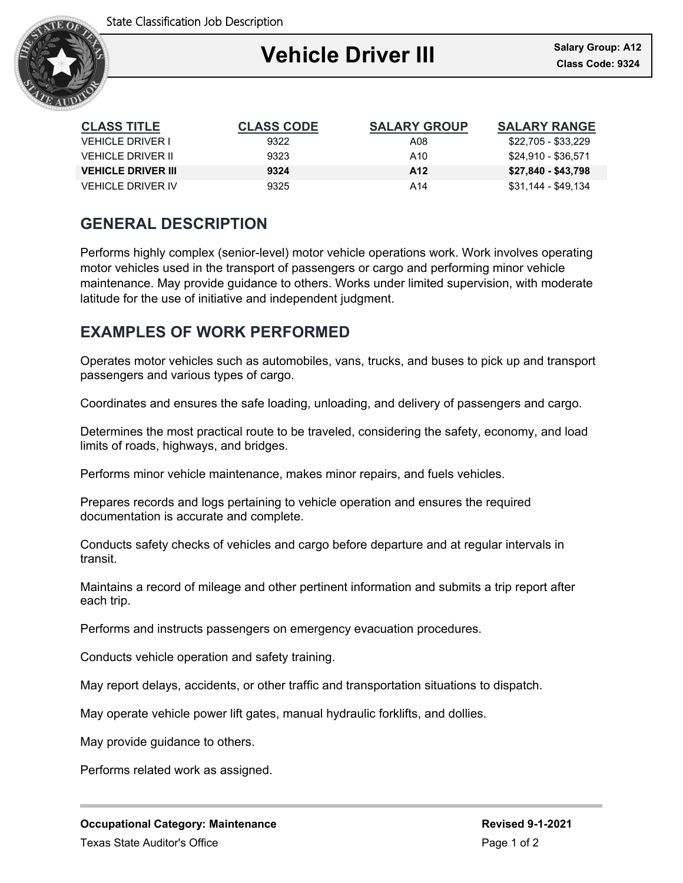State Classification Job Description

# Vehicle Driver III

**Salary Group: A12**
**Class Code: 9324**

| CLASS TITLE | CLASS CODE | SALARY GROUP | SALARY RANGE |
|---|---|---|---|
| VEHICLE DRIVER I | 9322 | A08 | $22,705 - $33,229 |
| VEHICLE DRIVER II | 9323 | A10 | $24,910 - $36,571 |
| **VEHICLE DRIVER III** | **9324** | **A12** | **$27,840 - $43,798** |
| VEHICLE DRIVER IV | 9325 | A14 | $31,144 - $49,134 |

## GENERAL DESCRIPTION

Performs highly complex (senior-level) motor vehicle operations work. Work involves operating motor vehicles used in the transport of passengers or cargo and performing minor vehicle maintenance. May provide guidance to others. Works under limited supervision, with moderate latitude for the use of initiative and independent judgment.

## EXAMPLES OF WORK PERFORMED

Operates motor vehicles such as automobiles, vans, trucks, and buses to pick up and transport passengers and various types of cargo.

Coordinates and ensures the safe loading, unloading, and delivery of passengers and cargo.

Determines the most practical route to be traveled, considering the safety, economy, and load limits of roads, highways, and bridges.

Performs minor vehicle maintenance, makes minor repairs, and fuels vehicles.

Prepares records and logs pertaining to vehicle operation and ensures the required documentation is accurate and complete.

Conducts safety checks of vehicles and cargo before departure and at regular intervals in transit.

Maintains a record of mileage and other pertinent information and submits a trip report after each trip.

Performs and instructs passengers on emergency evacuation procedures.

Conducts vehicle operation and safety training.

May report delays, accidents, or other traffic and transportation situations to dispatch.

May operate vehicle power lift gates, manual hydraulic forklifts, and dollies.

May provide guidance to others.

Performs related work as assigned.

**Occupational Category: Maintenance**
Texas State Auditor's Office

**Revised 9-1-2021**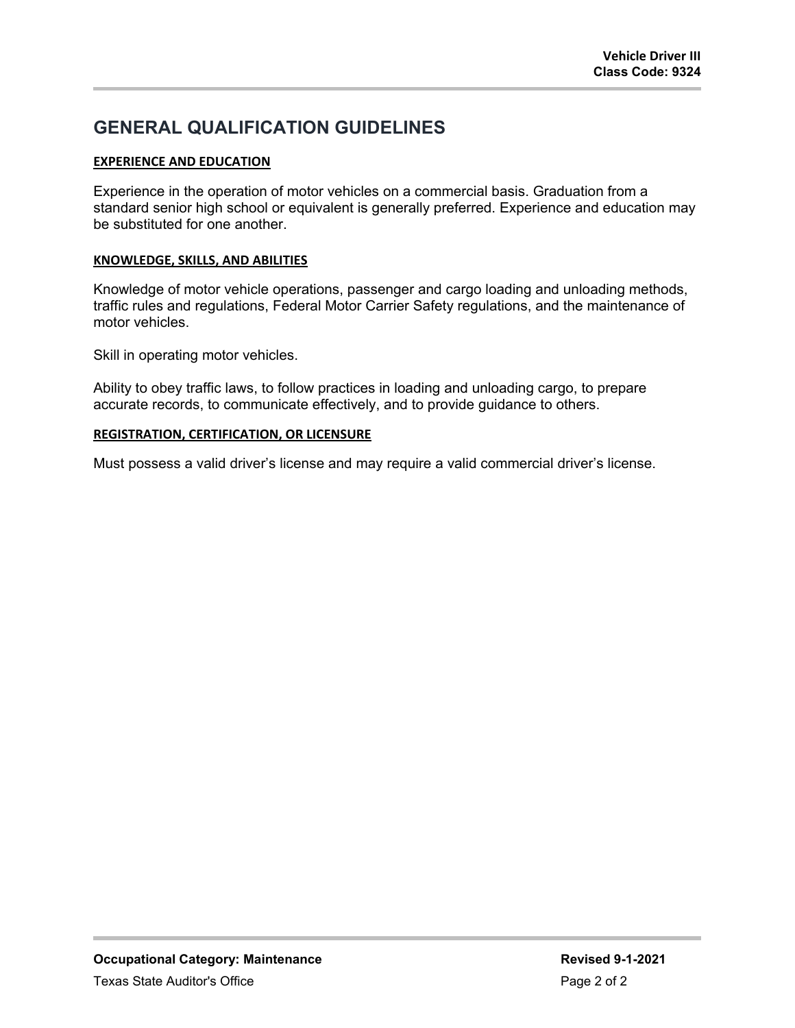# GENERAL QUALIFICATION GUIDELINES

**EXPERIENCE AND EDUCATION**

Experience in the operation of motor vehicles on a commercial basis. Graduation from a standard senior high school or equivalent is generally preferred. Experience and education may be substituted for one another.

**KNOWLEDGE, SKILLS, AND ABILITIES**

Knowledge of motor vehicle operations, passenger and cargo loading and unloading methods, traffic rules and regulations, Federal Motor Carrier Safety regulations, and the maintenance of motor vehicles.

Skill in operating motor vehicles.

Ability to obey traffic laws, to follow practices in loading and unloading cargo, to prepare accurate records, to communicate effectively, and to provide guidance to others.

**REGISTRATION, CERTIFICATION, OR LICENSURE**

Must possess a valid driver's license and may require a valid commercial driver's license.